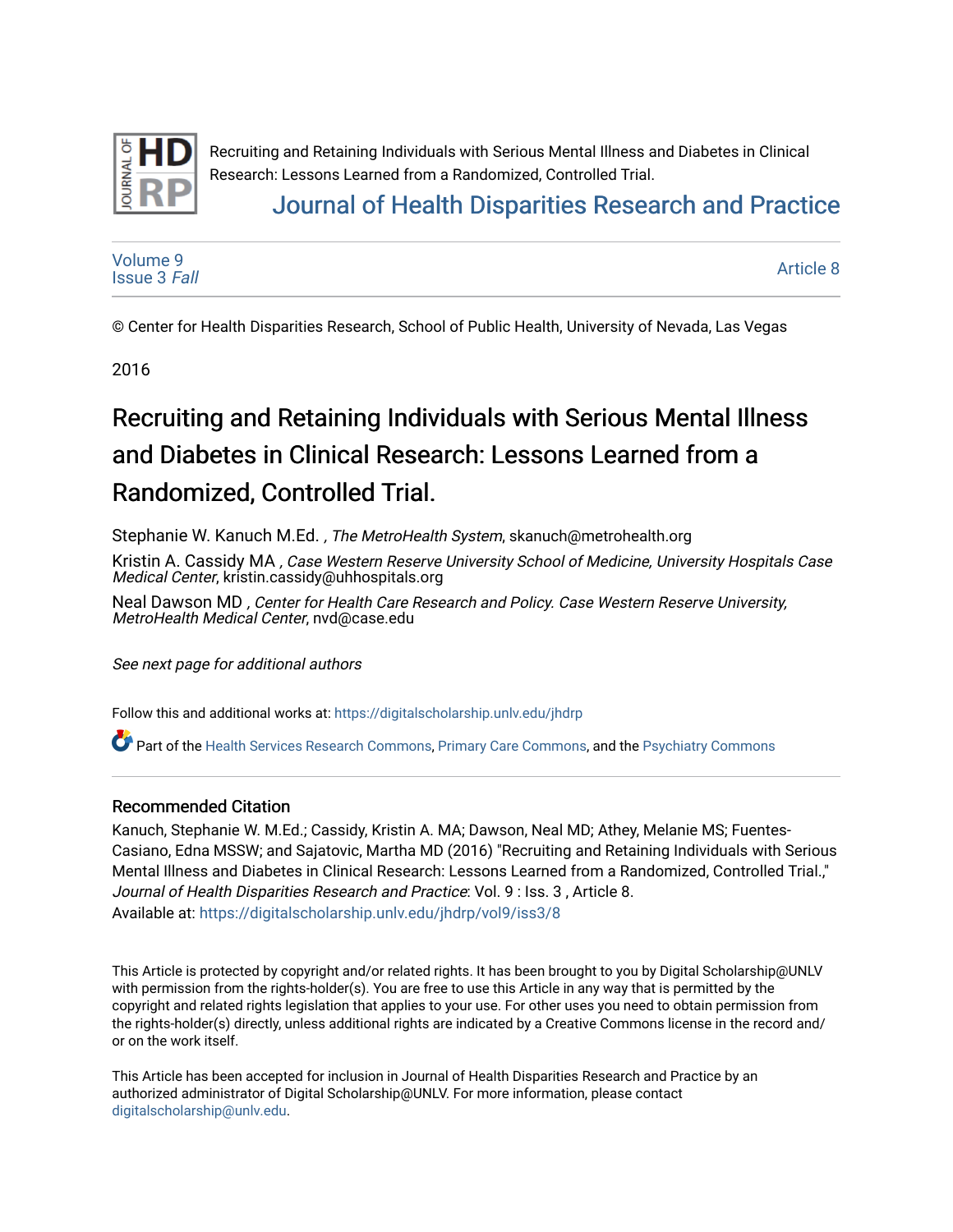Recruiting and Retaining Individuals with Serious Mental Illness and Diabetes in Clinical Research: Lessons Learned from a Randomized, Controlled Trial.

Journal of Health Disparities Research and Practice

Volume 9
Issue 3 *Fall*

Article 8

© Center for Health Disparities Research, School of Public Health, University of Nevada, Las Vegas

2016

# Recruiting and Retaining Individuals with Serious Mental Illness and Diabetes in Clinical Research: Lessons Learned from a Randomized, Controlled Trial.

Stephanie W. Kanuch M.Ed. *, The MetroHealth System*, skanuch@metrohealth.org

Kristin A. Cassidy MA *, Case Western Reserve University School of Medicine, University Hospitals Case Medical Center*, kristin.cassidy@uhhospitals.org

Neal Dawson MD *, Center for Health Care Research and Policy. Case Western Reserve University, MetroHealth Medical Center*, nvd@case.edu

*See next page for additional authors*

Follow this and additional works at: https://digitalscholarship.unlv.edu/jhdrp

Part of the Health Services Research Commons, Primary Care Commons, and the Psychiatry Commons

## Recommended Citation

Kanuch, Stephanie W. M.Ed.; Cassidy, Kristin A. MA; Dawson, Neal MD; Athey, Melanie MS; Fuentes-Casiano, Edna MSSW; and Sajatovic, Martha MD (2016) "Recruiting and Retaining Individuals with Serious Mental Illness and Diabetes in Clinical Research: Lessons Learned from a Randomized, Controlled Trial.," *Journal of Health Disparities Research and Practice*: Vol. 9 : Iss. 3 , Article 8.
Available at: https://digitalscholarship.unlv.edu/jhdrp/vol9/iss3/8

This Article is protected by copyright and/or related rights. It has been brought to you by Digital Scholarship@UNLV with permission from the rights-holder(s). You are free to use this Article in any way that is permitted by the copyright and related rights legislation that applies to your use. For other uses you need to obtain permission from the rights-holder(s) directly, unless additional rights are indicated by a Creative Commons license in the record and/or on the work itself.

This Article has been accepted for inclusion in Journal of Health Disparities Research and Practice by an authorized administrator of Digital Scholarship@UNLV. For more information, please contact digitalscholarship@unlv.edu.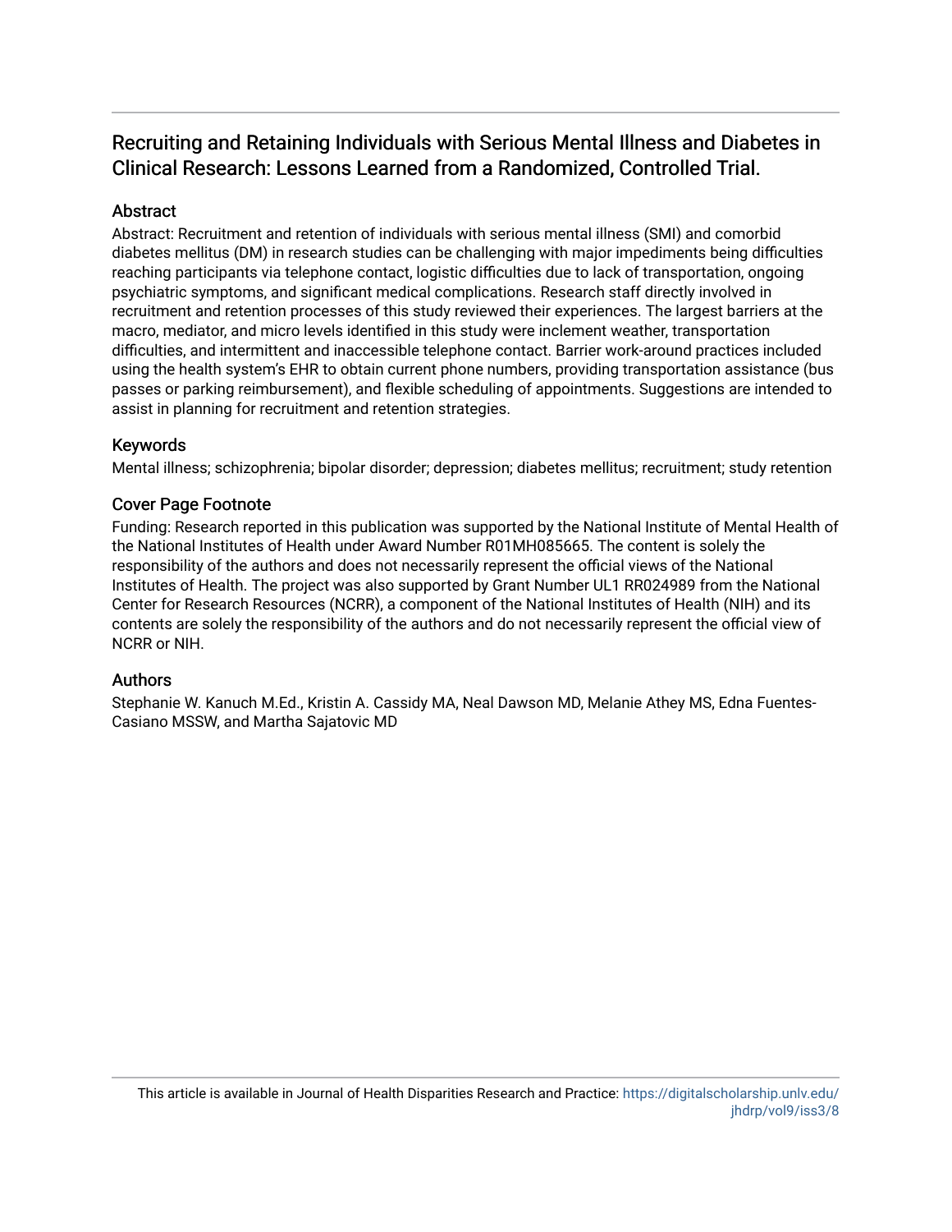# Recruiting and Retaining Individuals with Serious Mental Illness and Diabetes in Clinical Research: Lessons Learned from a Randomized, Controlled Trial.

## Abstract

Abstract: Recruitment and retention of individuals with serious mental illness (SMI) and comorbid diabetes mellitus (DM) in research studies can be challenging with major impediments being difficulties reaching participants via telephone contact, logistic difficulties due to lack of transportation, ongoing psychiatric symptoms, and significant medical complications. Research staff directly involved in recruitment and retention processes of this study reviewed their experiences. The largest barriers at the macro, mediator, and micro levels identified in this study were inclement weather, transportation difficulties, and intermittent and inaccessible telephone contact. Barrier work-around practices included using the health system's EHR to obtain current phone numbers, providing transportation assistance (bus passes or parking reimbursement), and flexible scheduling of appointments. Suggestions are intended to assist in planning for recruitment and retention strategies.

## Keywords

Mental illness; schizophrenia; bipolar disorder; depression; diabetes mellitus; recruitment; study retention

## Cover Page Footnote

Funding: Research reported in this publication was supported by the National Institute of Mental Health of the National Institutes of Health under Award Number R01MH085665. The content is solely the responsibility of the authors and does not necessarily represent the official views of the National Institutes of Health. The project was also supported by Grant Number UL1 RR024989 from the National Center for Research Resources (NCRR), a component of the National Institutes of Health (NIH) and its contents are solely the responsibility of the authors and do not necessarily represent the official view of NCRR or NIH.

## Authors

Stephanie W. Kanuch M.Ed., Kristin A. Cassidy MA, Neal Dawson MD, Melanie Athey MS, Edna Fuentes-Casiano MSSW, and Martha Sajatovic MD

This article is available in Journal of Health Disparities Research and Practice: https://digitalscholarship.unlv.edu/jhdrp/vol9/iss3/8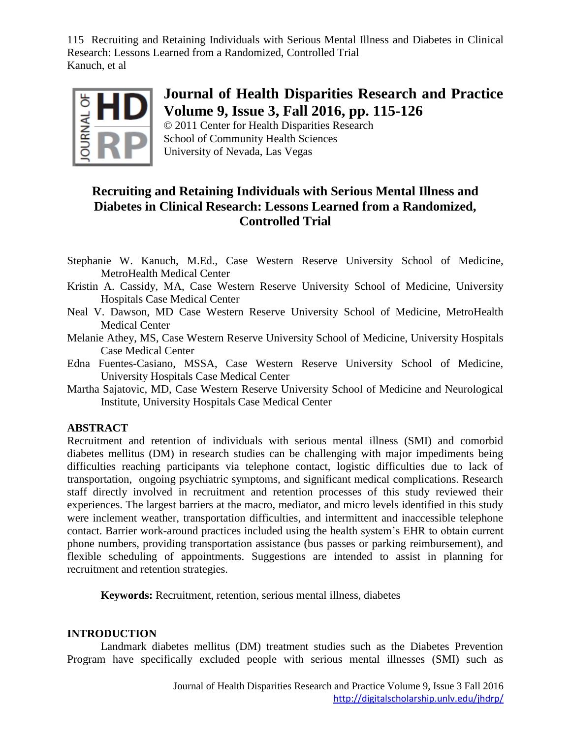# Journal of Health Disparities Research and Practice
## Volume 9, Issue 3, Fall 2016, pp. 115-126

© 2011 Center for Health Disparities Research
School of Community Health Sciences
University of Nevada, Las Vegas

# Recruiting and Retaining Individuals with Serious Mental Illness and Diabetes in Clinical Research: Lessons Learned from a Randomized, Controlled Trial

Stephanie W. Kanuch, M.Ed., Case Western Reserve University School of Medicine, MetroHealth Medical Center
Kristin A. Cassidy, MA, Case Western Reserve University School of Medicine, University Hospitals Case Medical Center
Neal V. Dawson, MD Case Western Reserve University School of Medicine, MetroHealth Medical Center
Melanie Athey, MS, Case Western Reserve University School of Medicine, University Hospitals Case Medical Center
Edna Fuentes-Casiano, MSSA, Case Western Reserve University School of Medicine, University Hospitals Case Medical Center
Martha Sajatovic, MD, Case Western Reserve University School of Medicine and Neurological Institute, University Hospitals Case Medical Center

## ABSTRACT

Recruitment and retention of individuals with serious mental illness (SMI) and comorbid diabetes mellitus (DM) in research studies can be challenging with major impediments being difficulties reaching participants via telephone contact, logistic difficulties due to lack of transportation, ongoing psychiatric symptoms, and significant medical complications. Research staff directly involved in recruitment and retention processes of this study reviewed their experiences. The largest barriers at the macro, mediator, and micro levels identified in this study were inclement weather, transportation difficulties, and intermittent and inaccessible telephone contact. Barrier work-around practices included using the health system's EHR to obtain current phone numbers, providing transportation assistance (bus passes or parking reimbursement), and flexible scheduling of appointments. Suggestions are intended to assist in planning for recruitment and retention strategies.

**Keywords:** Recruitment, retention, serious mental illness, diabetes

## INTRODUCTION

Landmark diabetes mellitus (DM) treatment studies such as the Diabetes Prevention Program have specifically excluded people with serious mental illnesses (SMI) such as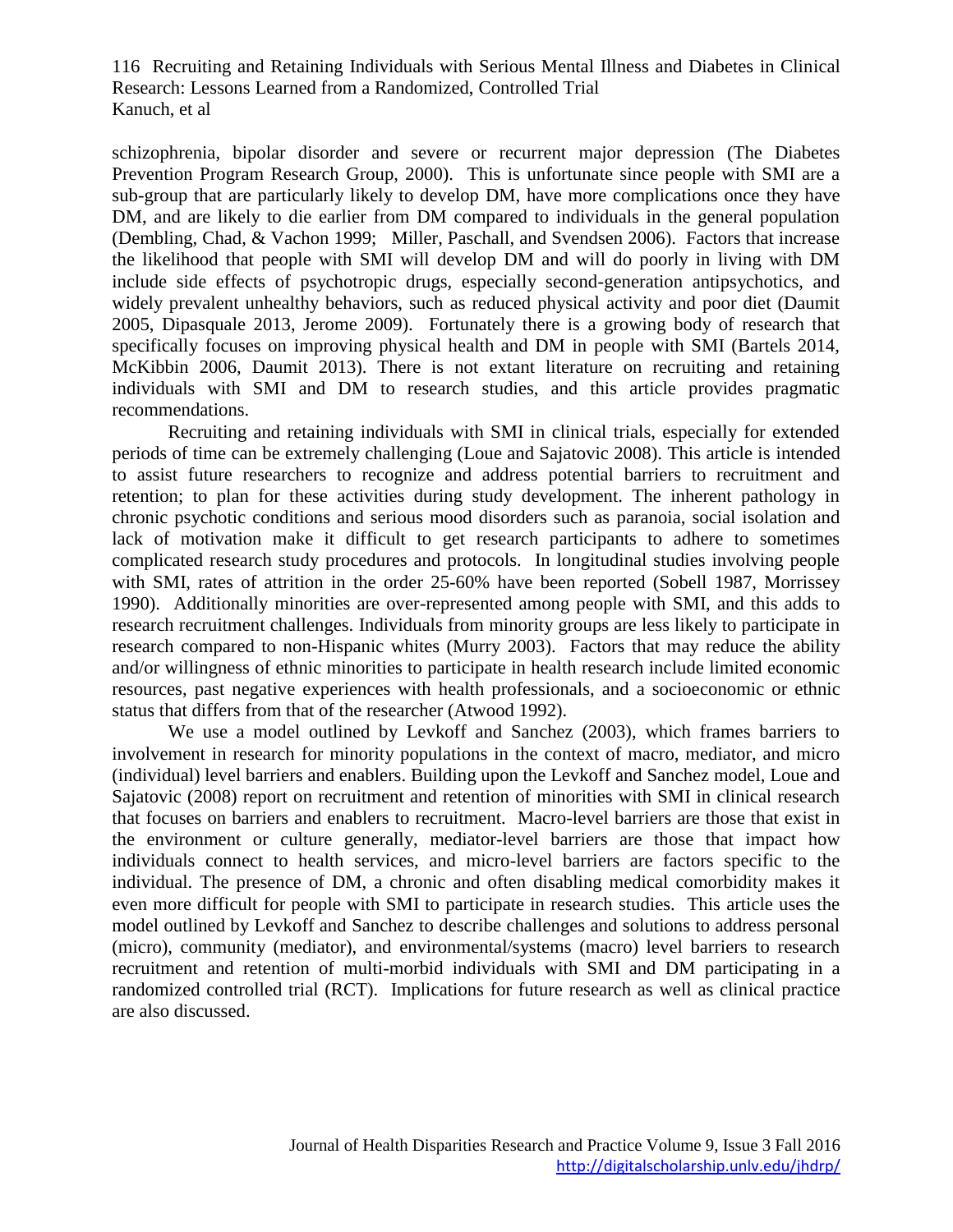schizophrenia, bipolar disorder and severe or recurrent major depression (The Diabetes Prevention Program Research Group, 2000). This is unfortunate since people with SMI are a sub-group that are particularly likely to develop DM, have more complications once they have DM, and are likely to die earlier from DM compared to individuals in the general population (Dembling, Chad, & Vachon 1999; Miller, Paschall, and Svendsen 2006). Factors that increase the likelihood that people with SMI will develop DM and will do poorly in living with DM include side effects of psychotropic drugs, especially second-generation antipsychotics, and widely prevalent unhealthy behaviors, such as reduced physical activity and poor diet (Daumit 2005, Dipasquale 2013, Jerome 2009). Fortunately there is a growing body of research that specifically focuses on improving physical health and DM in people with SMI (Bartels 2014, McKibbin 2006, Daumit 2013). There is not extant literature on recruiting and retaining individuals with SMI and DM to research studies, and this article provides pragmatic recommendations.

Recruiting and retaining individuals with SMI in clinical trials, especially for extended periods of time can be extremely challenging (Loue and Sajatovic 2008). This article is intended to assist future researchers to recognize and address potential barriers to recruitment and retention; to plan for these activities during study development. The inherent pathology in chronic psychotic conditions and serious mood disorders such as paranoia, social isolation and lack of motivation make it difficult to get research participants to adhere to sometimes complicated research study procedures and protocols. In longitudinal studies involving people with SMI, rates of attrition in the order 25-60% have been reported (Sobell 1987, Morrissey 1990). Additionally minorities are over-represented among people with SMI, and this adds to research recruitment challenges. Individuals from minority groups are less likely to participate in research compared to non-Hispanic whites (Murry 2003). Factors that may reduce the ability and/or willingness of ethnic minorities to participate in health research include limited economic resources, past negative experiences with health professionals, and a socioeconomic or ethnic status that differs from that of the researcher (Atwood 1992).

We use a model outlined by Levkoff and Sanchez (2003), which frames barriers to involvement in research for minority populations in the context of macro, mediator, and micro (individual) level barriers and enablers. Building upon the Levkoff and Sanchez model, Loue and Sajatovic (2008) report on recruitment and retention of minorities with SMI in clinical research that focuses on barriers and enablers to recruitment. Macro-level barriers are those that exist in the environment or culture generally, mediator-level barriers are those that impact how individuals connect to health services, and micro-level barriers are factors specific to the individual. The presence of DM, a chronic and often disabling medical comorbidity makes it even more difficult for people with SMI to participate in research studies. This article uses the model outlined by Levkoff and Sanchez to describe challenges and solutions to address personal (micro), community (mediator), and environmental/systems (macro) level barriers to research recruitment and retention of multi-morbid individuals with SMI and DM participating in a randomized controlled trial (RCT). Implications for future research as well as clinical practice are also discussed.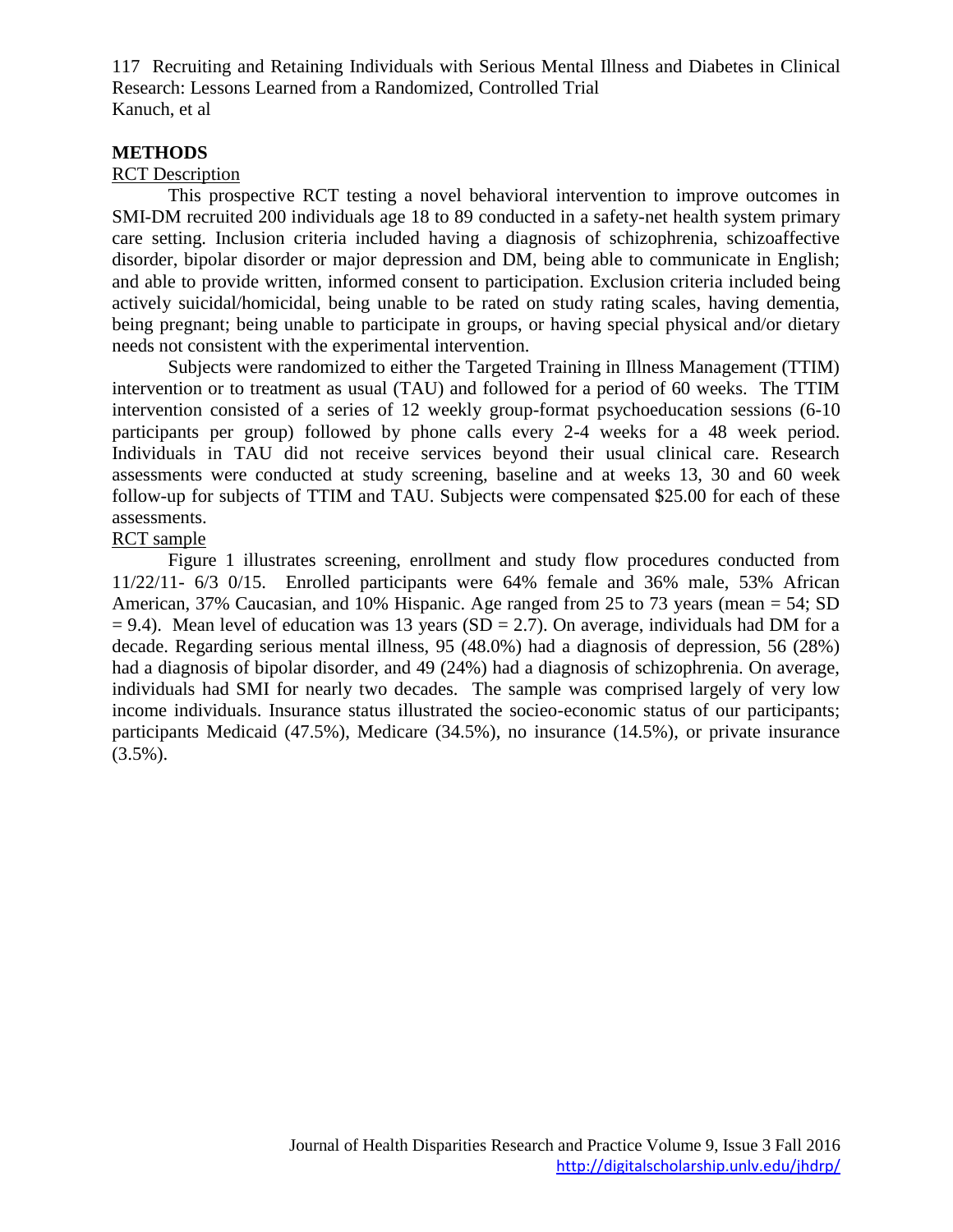## METHODS

RCT Description

This prospective RCT testing a novel behavioral intervention to improve outcomes in SMI-DM recruited 200 individuals age 18 to 89 conducted in a safety-net health system primary care setting. Inclusion criteria included having a diagnosis of schizophrenia, schizoaffective disorder, bipolar disorder or major depression and DM, being able to communicate in English; and able to provide written, informed consent to participation. Exclusion criteria included being actively suicidal/homicidal, being unable to be rated on study rating scales, having dementia, being pregnant; being unable to participate in groups, or having special physical and/or dietary needs not consistent with the experimental intervention.

Subjects were randomized to either the Targeted Training in Illness Management (TTIM) intervention or to treatment as usual (TAU) and followed for a period of 60 weeks. The TTIM intervention consisted of a series of 12 weekly group-format psychoeducation sessions (6-10 participants per group) followed by phone calls every 2-4 weeks for a 48 week period. Individuals in TAU did not receive services beyond their usual clinical care. Research assessments were conducted at study screening, baseline and at weeks 13, 30 and 60 week follow-up for subjects of TTIM and TAU. Subjects were compensated $25.00 for each of these assessments.

RCT sample

Figure 1 illustrates screening, enrollment and study flow procedures conducted from 11/22/11- 6/3 0/15. Enrolled participants were 64% female and 36% male, 53% African American, 37% Caucasian, and 10% Hispanic. Age ranged from 25 to 73 years (mean = 54; SD = 9.4). Mean level of education was 13 years (SD = 2.7). On average, individuals had DM for a decade. Regarding serious mental illness, 95 (48.0%) had a diagnosis of depression, 56 (28%) had a diagnosis of bipolar disorder, and 49 (24%) had a diagnosis of schizophrenia. On average, individuals had SMI for nearly two decades. The sample was comprised largely of very low income individuals. Insurance status illustrated the socio-economic status of our participants; participants Medicaid (47.5%), Medicare (34.5%), no insurance (14.5%), or private insurance (3.5%).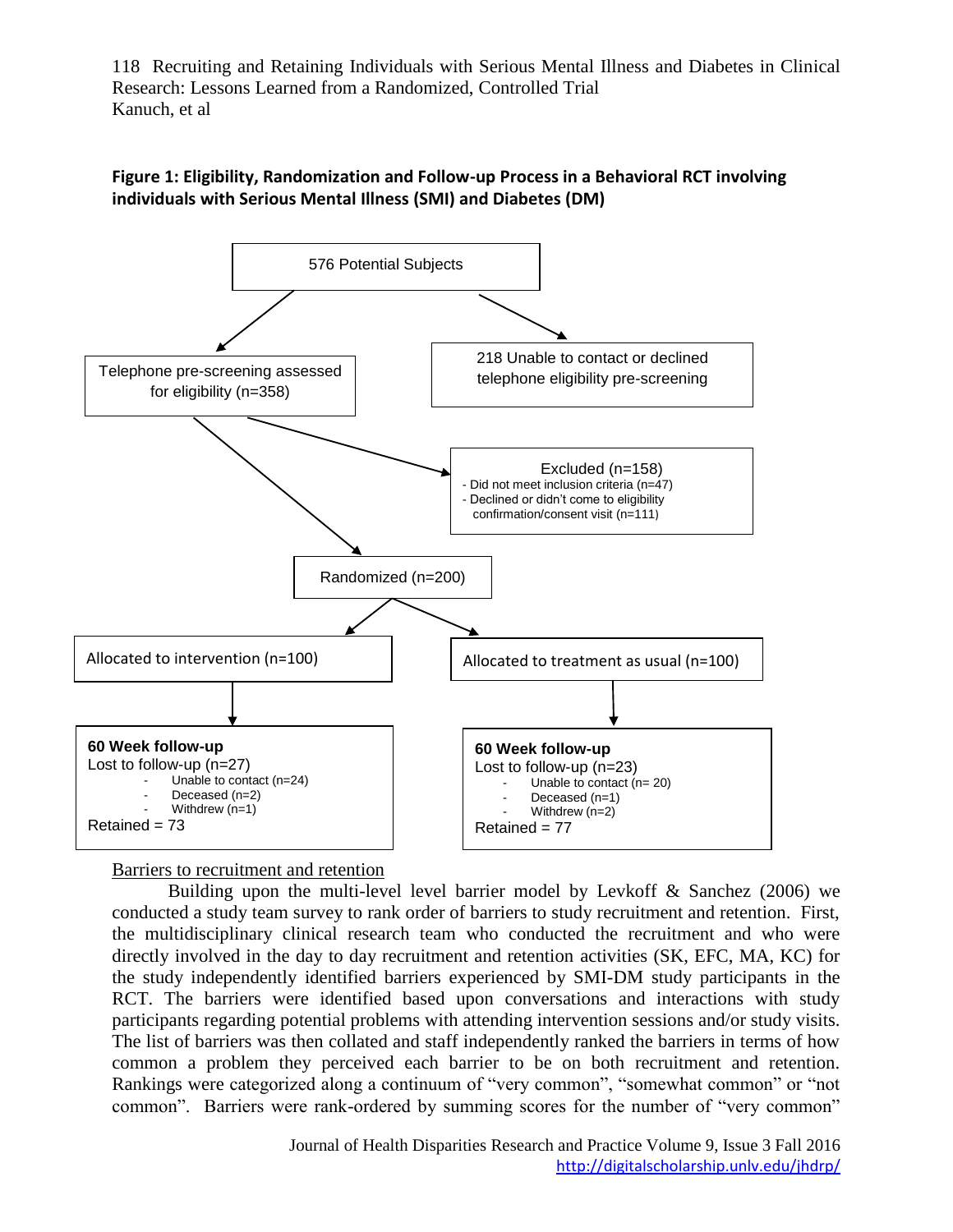**Figure 1: Eligibility, Randomization and Follow-up Process in a Behavioral RCT involving individuals with Serious Mental Illness (SMI) and Diabetes (DM)**

576 Potential Subjects

- Telephone pre-screening assessed for eligibility (n=358)
- 218 Unable to contact or declined telephone eligibility pre-screening

Excluded (n=158)
- Did not meet inclusion criteria (n=47)
- Declined or didn't come to eligibility confirmation/consent visit (n=111)

Randomized (n=200)

Allocated to intervention (n=100)

**60 Week follow-up**
Lost to follow-up (n=27)
- Unable to contact (n=24)
- Deceased (n=2)
- Withdrew (n=1)

Retained = 73

Allocated to treatment as usual (n=100)

**60 Week follow-up**
Lost to follow-up (n=23)
- Unable to contact (n= 20)
- Deceased (n=1)
- Withdrew (n=2)

Retained = 77

Barriers to recruitment and retention

Building upon the multi-level level barrier model by Levkoff & Sanchez (2006) we conducted a study team survey to rank order of barriers to study recruitment and retention. First, the multidisciplinary clinical research team who conducted the recruitment and who were directly involved in the day to day recruitment and retention activities (SK, EFC, MA, KC) for the study independently identified barriers experienced by SMI-DM study participants in the RCT. The barriers were identified based upon conversations and interactions with study participants regarding potential problems with attending intervention sessions and/or study visits. The list of barriers was then collated and staff independently ranked the barriers in terms of how common a problem they perceived each barrier to be on both recruitment and retention. Rankings were categorized along a continuum of "very common", "somewhat common" or "not common". Barriers were rank-ordered by summing scores for the number of "very common"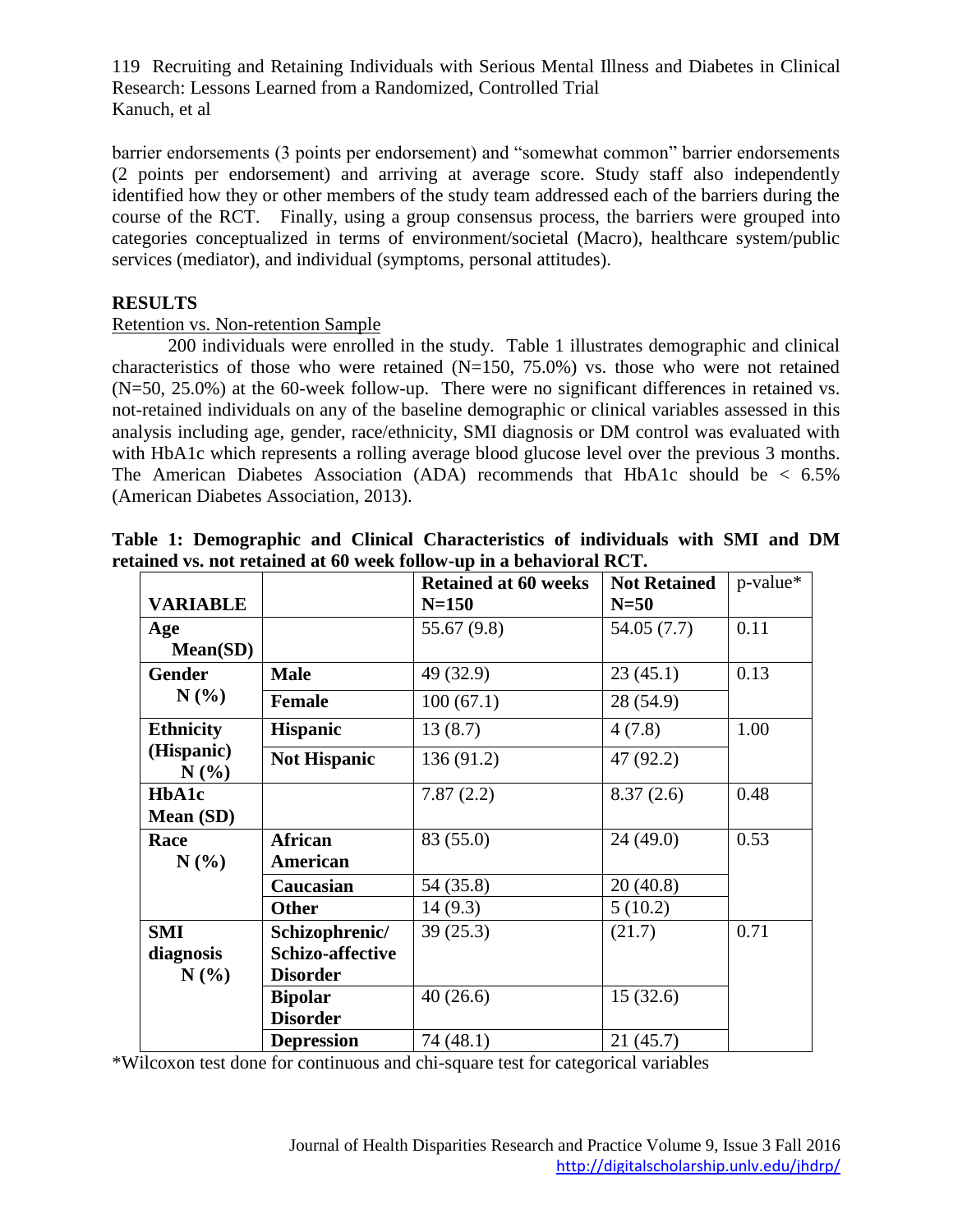barrier endorsements (3 points per endorsement) and "somewhat common" barrier endorsements (2 points per endorsement) and arriving at average score. Study staff also independently identified how they or other members of the study team addressed each of the barriers during the course of the RCT. Finally, using a group consensus process, the barriers were grouped into categories conceptualized in terms of environment/societal (Macro), healthcare system/public services (mediator), and individual (symptoms, personal attitudes).

## RESULTS

Retention vs. Non-retention Sample

200 individuals were enrolled in the study. Table 1 illustrates demographic and clinical characteristics of those who were retained (N=150, 75.0%) vs. those who were not retained (N=50, 25.0%) at the 60-week follow-up. There were no significant differences in retained vs. not-retained individuals on any of the baseline demographic or clinical variables assessed in this analysis including age, gender, race/ethnicity, SMI diagnosis or DM control was evaluated with with HbA1c which represents a rolling average blood glucose level over the previous 3 months. The American Diabetes Association (ADA) recommends that HbA1c should be < 6.5% (American Diabetes Association, 2013).

**Table 1: Demographic and Clinical Characteristics of individuals with SMI and DM retained vs. not retained at 60 week follow-up in a behavioral RCT.**

| VARIABLE | | Retained at 60 weeks N=150 | Not Retained N=50 | p-value* |
|---|---|---|---|---|
| **Age Mean(SD)** | | 55.67 (9.8) | 54.05 (7.7) | 0.11 |
| **Gender N (%)** | **Male** | 49 (32.9) | 23 (45.1) | 0.13 |
| | **Female** | 100 (67.1) | 28 (54.9) | |
| **Ethnicity (Hispanic) N (%)** | **Hispanic** | 13 (8.7) | 4 (7.8) | 1.00 |
| | **Not Hispanic** | 136 (91.2) | 47 (92.2) | |
| **HbA1c Mean (SD)** | | 7.87 (2.2) | 8.37 (2.6) | 0.48 |
| **Race N (%)** | **African American** | 83 (55.0) | 24 (49.0) | 0.53 |
| | **Caucasian** | 54 (35.8) | 20 (40.8) | |
| | **Other** | 14 (9.3) | 5 (10.2) | |
| **SMI diagnosis N (%)** | **Schizophrenic/ Schizo-affective Disorder** | 39 (25.3) | (21.7) | 0.71 |
| | **Bipolar Disorder** | 40 (26.6) | 15 (32.6) | |
| | **Depression** | 74 (48.1) | 21 (45.7) | |

*Wilcoxon test done for continuous and chi-square test for categorical variables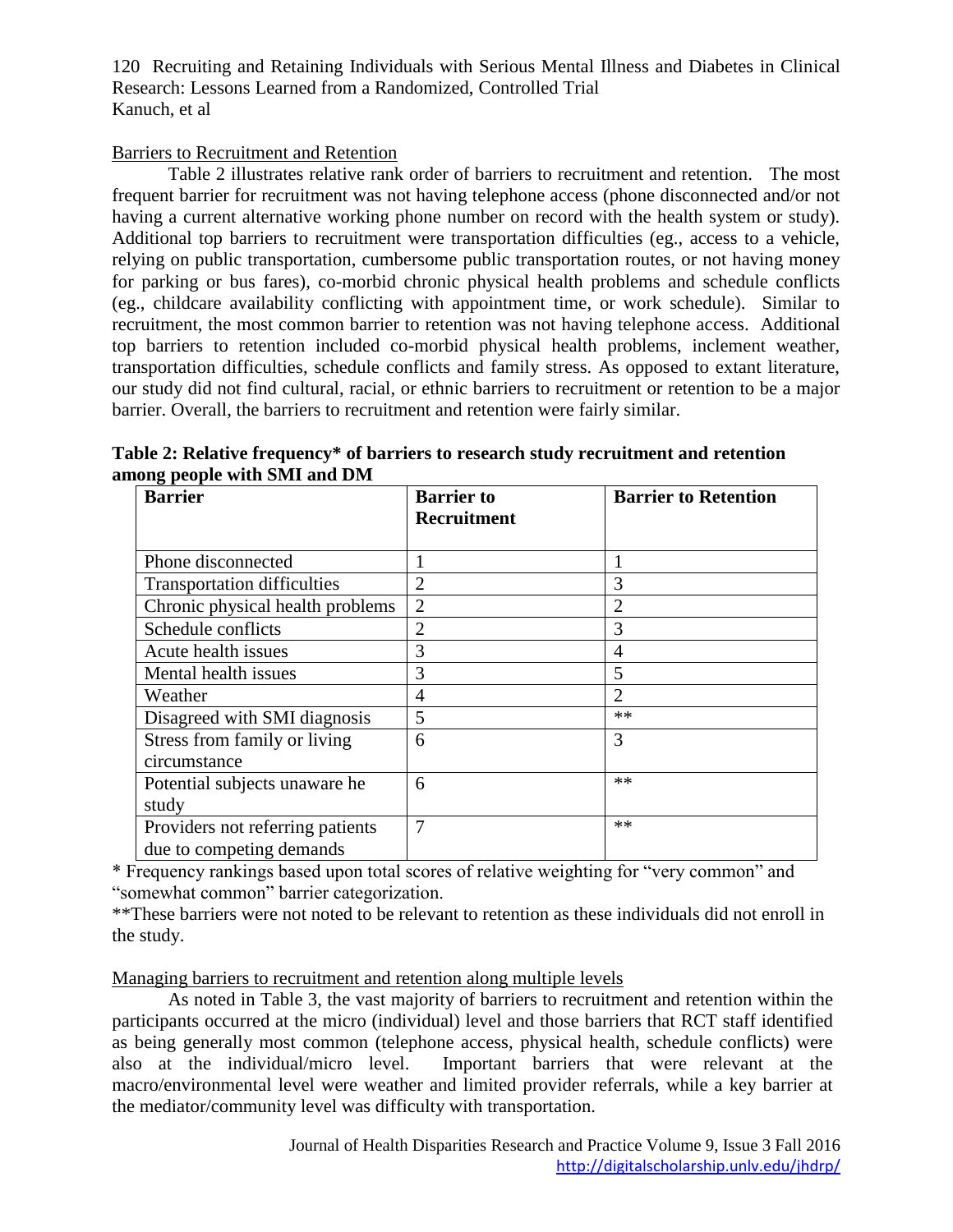## Barriers to Recruitment and Retention

Table 2 illustrates relative rank order of barriers to recruitment and retention. The most frequent barrier for recruitment was not having telephone access (phone disconnected and/or not having a current alternative working phone number on record with the health system or study). Additional top barriers to recruitment were transportation difficulties (eg., access to a vehicle, relying on public transportation, cumbersome public transportation routes, or not having money for parking or bus fares), co-morbid chronic physical health problems and schedule conflicts (eg., childcare availability conflicting with appointment time, or work schedule). Similar to recruitment, the most common barrier to retention was not having telephone access. Additional top barriers to retention included co-morbid physical health problems, inclement weather, transportation difficulties, schedule conflicts and family stress. As opposed to extant literature, our study did not find cultural, racial, or ethnic barriers to recruitment or retention to be a major barrier. Overall, the barriers to recruitment and retention were fairly similar.

**Table 2: Relative frequency* of barriers to research study recruitment and retention among people with SMI and DM**

| Barrier | Barrier to Recruitment | Barrier to Retention |
|---|---|---|
| Phone disconnected | 1 | 1 |
| Transportation difficulties | 2 | 3 |
| Chronic physical health problems | 2 | 2 |
| Schedule conflicts | 2 | 3 |
| Acute health issues | 3 | 4 |
| Mental health issues | 3 | 5 |
| Weather | 4 | 2 |
| Disagreed with SMI diagnosis | 5 | ** |
| Stress from family or living circumstance | 6 | 3 |
| Potential subjects unaware he study | 6 | ** |
| Providers not referring patients due to competing demands | 7 | ** |

\* Frequency rankings based upon total scores of relative weighting for "very common" and "somewhat common" barrier categorization.

**These barriers were not noted to be relevant to retention as these individuals did not enroll in the study.

## Managing barriers to recruitment and retention along multiple levels

As noted in Table 3, the vast majority of barriers to recruitment and retention within the participants occurred at the micro (individual) level and those barriers that RCT staff identified as being generally most common (telephone access, physical health, schedule conflicts) were also at the individual/micro level. Important barriers that were relevant at the macro/environmental level were weather and limited provider referrals, while a key barrier at the mediator/community level was difficulty with transportation.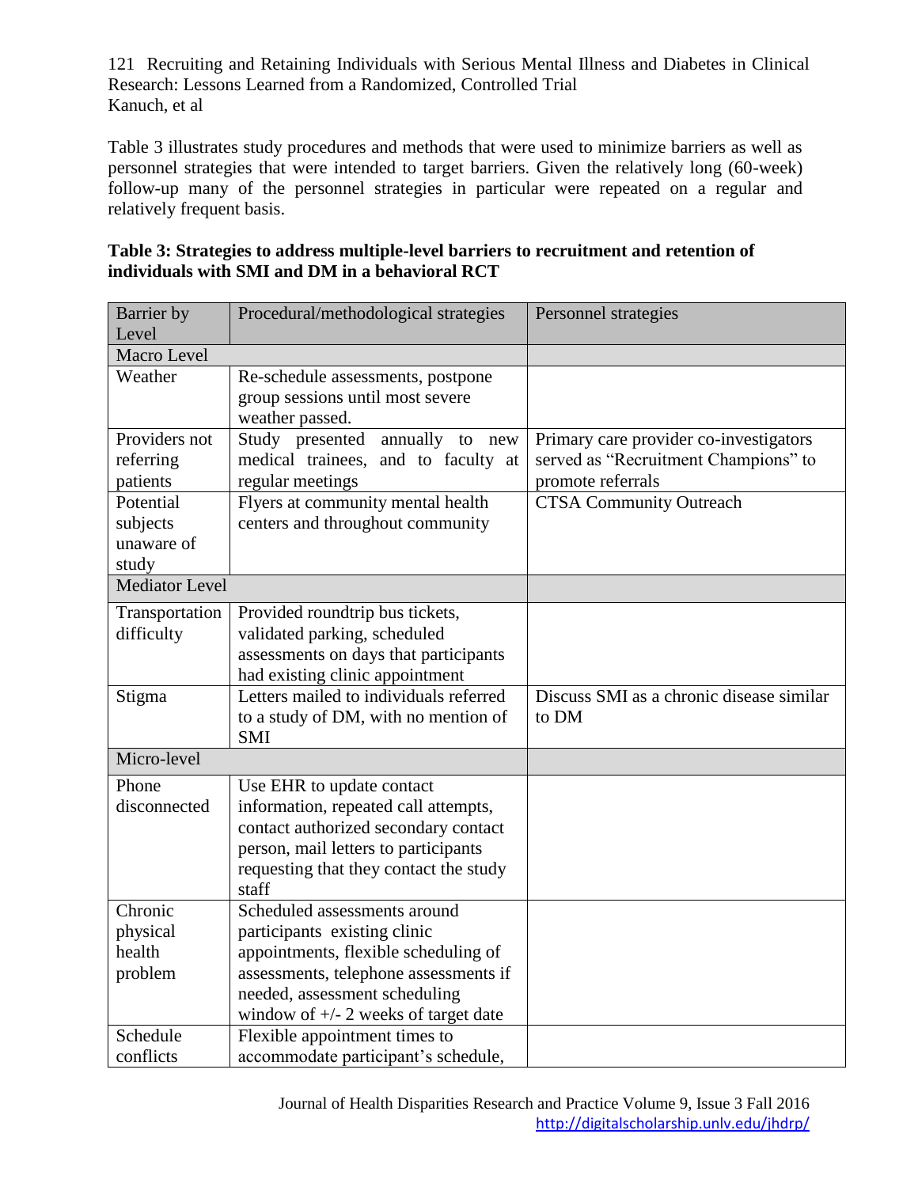Table 3 illustrates study procedures and methods that were used to minimize barriers as well as personnel strategies that were intended to target barriers. Given the relatively long (60-week) follow-up many of the personnel strategies in particular were repeated on a regular and relatively frequent basis.

**Table 3: Strategies to address multiple-level barriers to recruitment and retention of individuals with SMI and DM in a behavioral RCT**

| Barrier by Level | Procedural/methodological strategies | Personnel strategies |
|---|---|---|
| Macro Level | | |
| Weather | Re-schedule assessments, postpone group sessions until most severe weather passed. | |
| Providers not referring patients | Study presented annually to new medical trainees, and to faculty at regular meetings | Primary care provider co-investigators served as "Recruitment Champions" to promote referrals |
| Potential subjects unaware of study | Flyers at community mental health centers and throughout community | CTSA Community Outreach |
| Mediator Level | | |
| Transportation difficulty | Provided roundtrip bus tickets, validated parking, scheduled assessments on days that participants had existing clinic appointment | |
| Stigma | Letters mailed to individuals referred to a study of DM, with no mention of SMI | Discuss SMI as a chronic disease similar to DM |
| Micro-level | | |
| Phone disconnected | Use EHR to update contact information, repeated call attempts, contact authorized secondary contact person, mail letters to participants requesting that they contact the study staff | |
| Chronic physical health problem | Scheduled assessments around participants existing clinic appointments, flexible scheduling of assessments, telephone assessments if needed, assessment scheduling window of +/- 2 weeks of target date | |
| Schedule conflicts | Flexible appointment times to accommodate participant's schedule, | |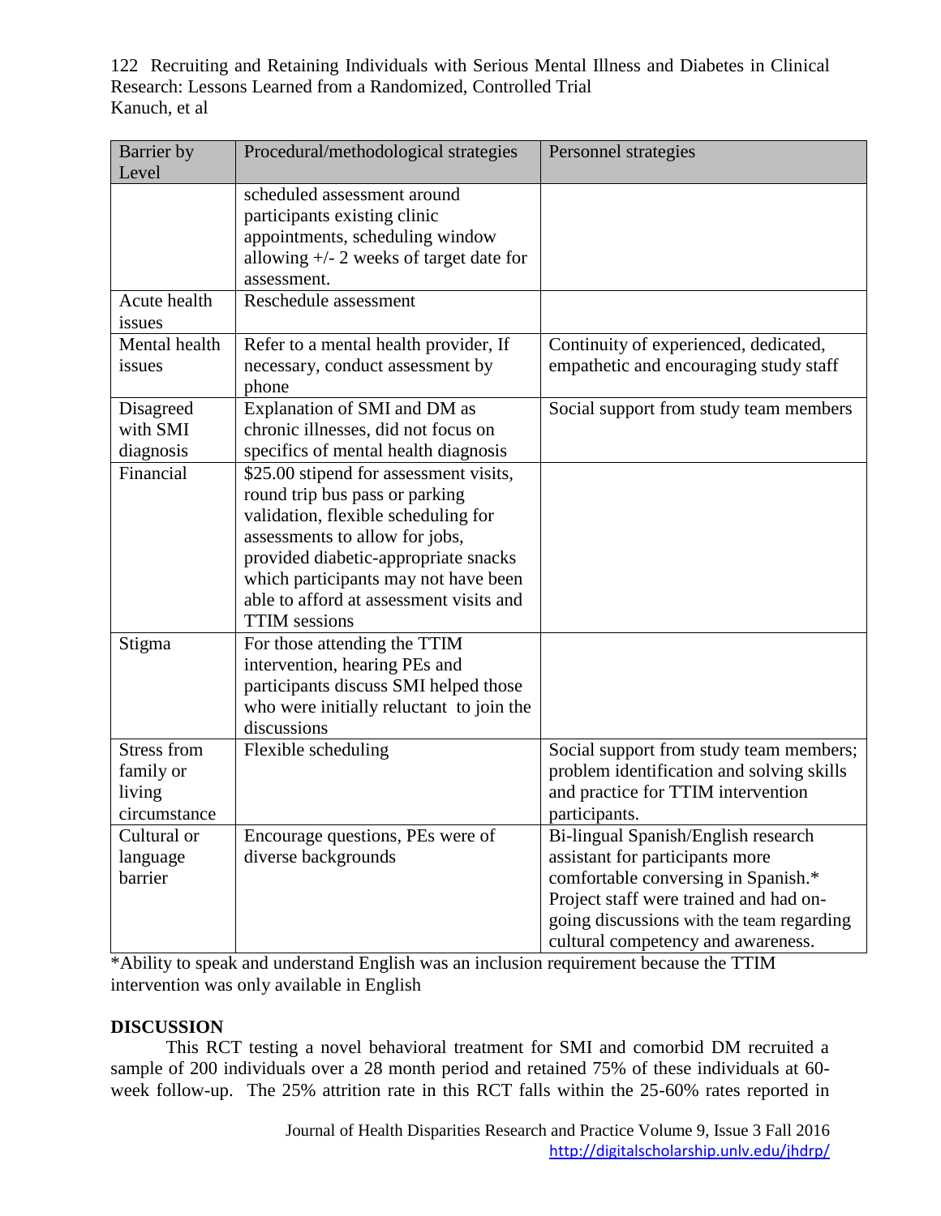| Barrier by Level | Procedural/methodological strategies | Personnel strategies |
|---|---|---|
| | scheduled assessment around participants existing clinic appointments, scheduling window allowing +/- 2 weeks of target date for assessment. | |
| Acute health issues | Reschedule assessment | |
| Mental health issues | Refer to a mental health provider, If necessary, conduct assessment by phone | Continuity of experienced, dedicated, empathetic and encouraging study staff |
| Disagreed with SMI diagnosis | Explanation of SMI and DM as chronic illnesses, did not focus on specifics of mental health diagnosis | Social support from study team members |
| Financial | $25.00 stipend for assessment visits, round trip bus pass or parking validation, flexible scheduling for assessments to allow for jobs, provided diabetic-appropriate snacks which participants may not have been able to afford at assessment visits and TTIM sessions | |
| Stigma | For those attending the TTIM intervention, hearing PEs and participants discuss SMI helped those who were initially reluctant to join the discussions | |
| Stress from family or living circumstance | Flexible scheduling | Social support from study team members; problem identification and solving skills and practice for TTIM intervention participants. |
| Cultural or language barrier | Encourage questions, PEs were of diverse backgrounds | Bi-lingual Spanish/English research assistant for participants more comfortable conversing in Spanish.* Project staff were trained and had on-going discussions with the team regarding cultural competency and awareness. |

*Ability to speak and understand English was an inclusion requirement because the TTIM intervention was only available in English

**DISCUSSION**

This RCT testing a novel behavioral treatment for SMI and comorbid DM recruited a sample of 200 individuals over a 28 month period and retained 75% of these individuals at 60-week follow-up. The 25% attrition rate in this RCT falls within the 25-60% rates reported in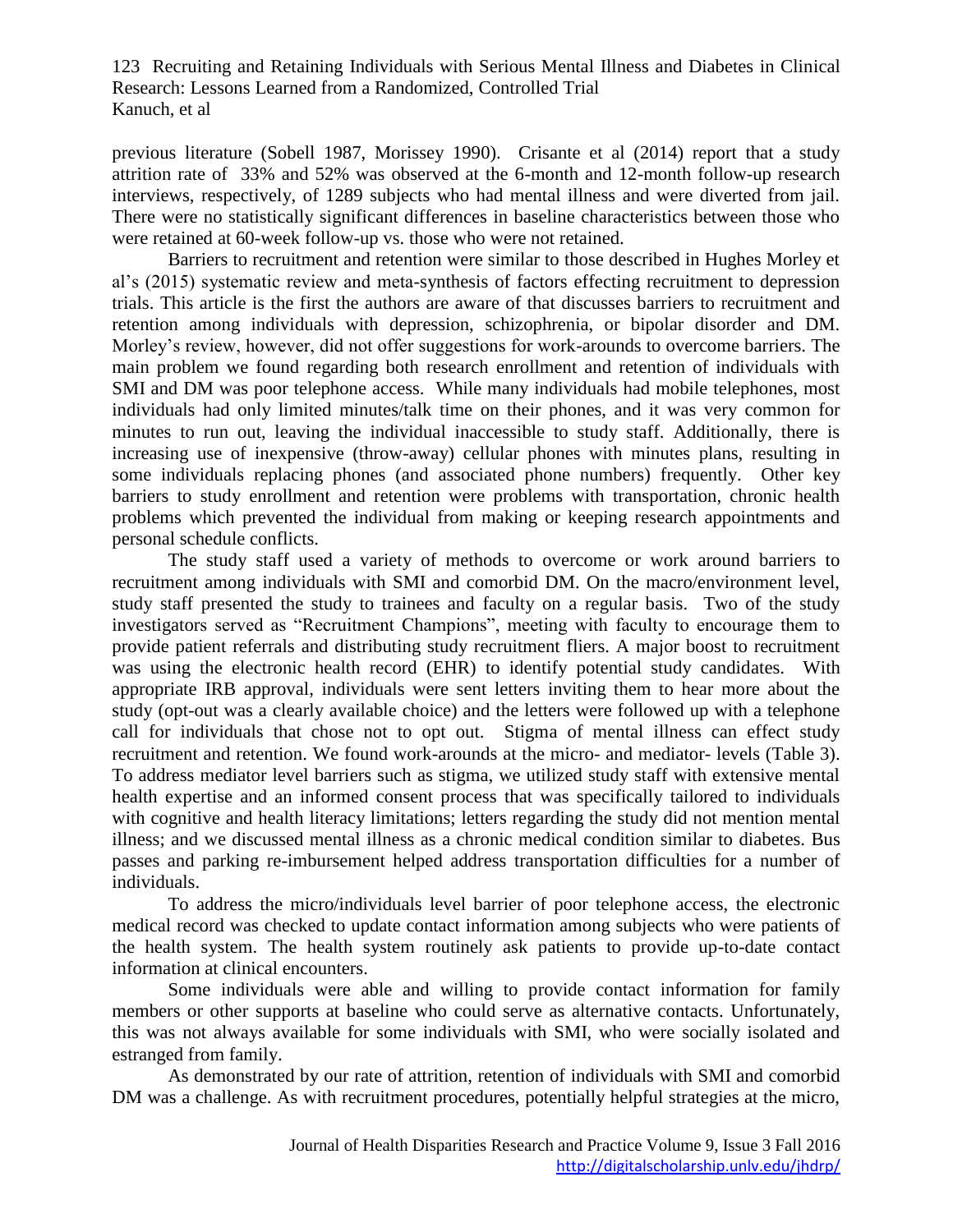previous literature (Sobell 1987, Morissey 1990). Crisante et al (2014) report that a study attrition rate of 33% and 52% was observed at the 6-month and 12-month follow-up research interviews, respectively, of 1289 subjects who had mental illness and were diverted from jail. There were no statistically significant differences in baseline characteristics between those who were retained at 60-week follow-up vs. those who were not retained.

Barriers to recruitment and retention were similar to those described in Hughes Morley et al's (2015) systematic review and meta-synthesis of factors effecting recruitment to depression trials. This article is the first the authors are aware of that discusses barriers to recruitment and retention among individuals with depression, schizophrenia, or bipolar disorder and DM. Morley's review, however, did not offer suggestions for work-arounds to overcome barriers. The main problem we found regarding both research enrollment and retention of individuals with SMI and DM was poor telephone access. While many individuals had mobile telephones, most individuals had only limited minutes/talk time on their phones, and it was very common for minutes to run out, leaving the individual inaccessible to study staff. Additionally, there is increasing use of inexpensive (throw-away) cellular phones with minutes plans, resulting in some individuals replacing phones (and associated phone numbers) frequently. Other key barriers to study enrollment and retention were problems with transportation, chronic health problems which prevented the individual from making or keeping research appointments and personal schedule conflicts.

The study staff used a variety of methods to overcome or work around barriers to recruitment among individuals with SMI and comorbid DM. On the macro/environment level, study staff presented the study to trainees and faculty on a regular basis. Two of the study investigators served as "Recruitment Champions", meeting with faculty to encourage them to provide patient referrals and distributing study recruitment fliers. A major boost to recruitment was using the electronic health record (EHR) to identify potential study candidates. With appropriate IRB approval, individuals were sent letters inviting them to hear more about the study (opt-out was a clearly available choice) and the letters were followed up with a telephone call for individuals that chose not to opt out. Stigma of mental illness can effect study recruitment and retention. We found work-arounds at the micro- and mediator- levels (Table 3). To address mediator level barriers such as stigma, we utilized study staff with extensive mental health expertise and an informed consent process that was specifically tailored to individuals with cognitive and health literacy limitations; letters regarding the study did not mention mental illness; and we discussed mental illness as a chronic medical condition similar to diabetes. Bus passes and parking re-imbursement helped address transportation difficulties for a number of individuals.

To address the micro/individuals level barrier of poor telephone access, the electronic medical record was checked to update contact information among subjects who were patients of the health system. The health system routinely ask patients to provide up-to-date contact information at clinical encounters.

Some individuals were able and willing to provide contact information for family members or other supports at baseline who could serve as alternative contacts. Unfortunately, this was not always available for some individuals with SMI, who were socially isolated and estranged from family.

As demonstrated by our rate of attrition, retention of individuals with SMI and comorbid DM was a challenge. As with recruitment procedures, potentially helpful strategies at the micro,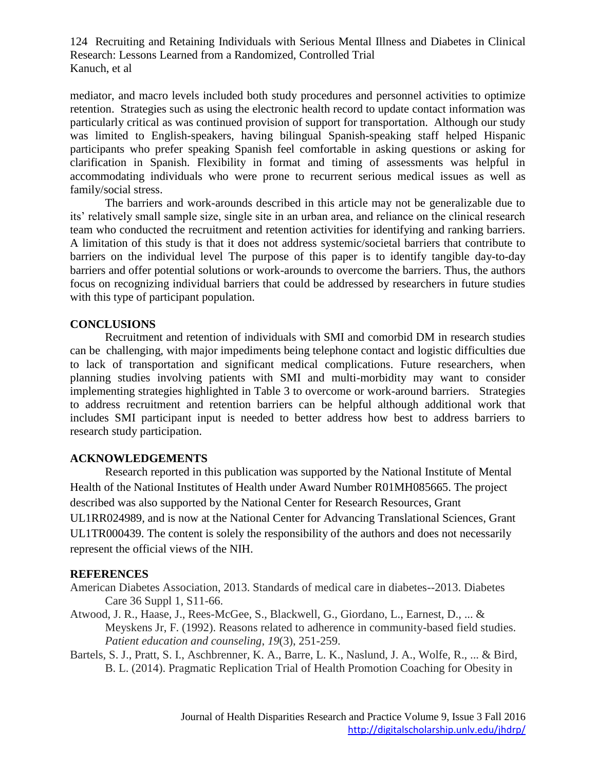mediator, and macro levels included both study procedures and personnel activities to optimize retention. Strategies such as using the electronic health record to update contact information was particularly critical as was continued provision of support for transportation. Although our study was limited to English-speakers, having bilingual Spanish-speaking staff helped Hispanic participants who prefer speaking Spanish feel comfortable in asking questions or asking for clarification in Spanish. Flexibility in format and timing of assessments was helpful in accommodating individuals who were prone to recurrent serious medical issues as well as family/social stress.

The barriers and work-arounds described in this article may not be generalizable due to its' relatively small sample size, single site in an urban area, and reliance on the clinical research team who conducted the recruitment and retention activities for identifying and ranking barriers. A limitation of this study is that it does not address systemic/societal barriers that contribute to barriers on the individual level The purpose of this paper is to identify tangible day-to-day barriers and offer potential solutions or work-arounds to overcome the barriers. Thus, the authors focus on recognizing individual barriers that could be addressed by researchers in future studies with this type of participant population.

## CONCLUSIONS

Recruitment and retention of individuals with SMI and comorbid DM in research studies can be challenging, with major impediments being telephone contact and logistic difficulties due to lack of transportation and significant medical complications. Future researchers, when planning studies involving patients with SMI and multi-morbidity may want to consider implementing strategies highlighted in Table 3 to overcome or work-around barriers. Strategies to address recruitment and retention barriers can be helpful although additional work that includes SMI participant input is needed to better address how best to address barriers to research study participation.

## ACKNOWLEDGEMENTS

Research reported in this publication was supported by the National Institute of Mental Health of the National Institutes of Health under Award Number R01MH085665. The project described was also supported by the National Center for Research Resources, Grant UL1RR024989, and is now at the National Center for Advancing Translational Sciences, Grant UL1TR000439. The content is solely the responsibility of the authors and does not necessarily represent the official views of the NIH.

## REFERENCES

American Diabetes Association, 2013. Standards of medical care in diabetes--2013. Diabetes Care 36 Suppl 1, S11-66.

Atwood, J. R., Haase, J., Rees-McGee, S., Blackwell, G., Giordano, L., Earnest, D., ... & Meyskens Jr, F. (1992). Reasons related to adherence in community-based field studies. *Patient education and counseling*, *19*(3), 251-259.

Bartels, S. J., Pratt, S. I., Aschbrenner, K. A., Barre, L. K., Naslund, J. A., Wolfe, R., ... & Bird, B. L. (2014). Pragmatic Replication Trial of Health Promotion Coaching for Obesity in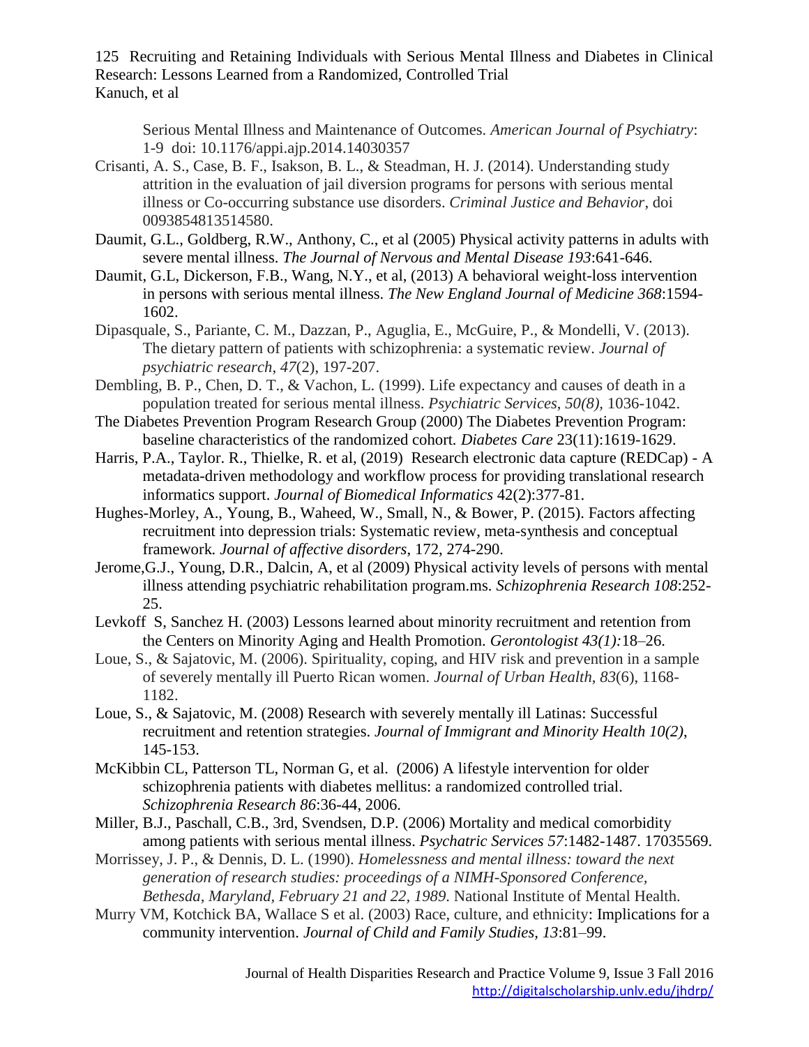Serious Mental Illness and Maintenance of Outcomes. *American Journal of Psychiatry*: 1-9 doi: 10.1176/appi.ajp.2014.14030357

Crisanti, A. S., Case, B. F., Isakson, B. L., & Steadman, H. J. (2014). Understanding study attrition in the evaluation of jail diversion programs for persons with serious mental illness or Co-occurring substance use disorders. *Criminal Justice and Behavior*, doi 0093854813514580.

Daumit, G.L., Goldberg, R.W., Anthony, C., et al (2005) Physical activity patterns in adults with severe mental illness. *The Journal of Nervous and Mental Disease 193*:641-646.

Daumit, G.L, Dickerson, F.B., Wang, N.Y., et al, (2013) A behavioral weight-loss intervention in persons with serious mental illness. *The New England Journal of Medicine 368*:1594-1602.

Dipasquale, S., Pariante, C. M., Dazzan, P., Aguglia, E., McGuire, P., & Mondelli, V. (2013). The dietary pattern of patients with schizophrenia: a systematic review. *Journal of psychiatric research*, *47*(2), 197-207.

Dembling, B. P., Chen, D. T., & Vachon, L. (1999). Life expectancy and causes of death in a population treated for serious mental illness. *Psychiatric Services*, *50(8),* 1036-1042.

The Diabetes Prevention Program Research Group (2000) The Diabetes Prevention Program: baseline characteristics of the randomized cohort*. Diabetes Care* 23(11):1619-1629.

Harris, P.A., Taylor. R., Thielke, R. et al, (2019) Research electronic data capture (REDCap) - A metadata-driven methodology and workflow process for providing translational research informatics support. *Journal of Biomedical Informatics* 42(2):377-81.

Hughes-Morley, A., Young, B., Waheed, W., Small, N., & Bower, P. (2015). Factors affecting recruitment into depression trials: Systematic review, meta-synthesis and conceptual framework*. Journal of affective disorders*, 172, 274-290.

Jerome,G.J., Young, D.R., Dalcin, A, et al (2009) Physical activity levels of persons with mental illness attending psychiatric rehabilitation program.ms. *Schizophrenia Research 108*:252-25.

Levkoff S, Sanchez H. (2003) Lessons learned about minority recruitment and retention from the Centers on Minority Aging and Health Promotion. *Gerontologist 43(1):*18–26.

Loue, S., & Sajatovic, M. (2006). Spirituality, coping, and HIV risk and prevention in a sample of severely mentally ill Puerto Rican women. *Journal of Urban Health*, *83*(6), 1168-1182.

Loue, S., & Sajatovic, M. (2008) Research with severely mentally ill Latinas: Successful recruitment and retention strategies. *Journal of Immigrant and Minority Health 10(2)*, 145-153.

McKibbin CL, Patterson TL, Norman G, et al. (2006) A lifestyle intervention for older schizophrenia patients with diabetes mellitus: a randomized controlled trial. *Schizophrenia Research 86*:36-44, 2006.

Miller, B.J., Paschall, C.B., 3rd, Svendsen, D.P. (2006) Mortality and medical comorbidity among patients with serious mental illness. *Psychatric Services 57*:1482-1487. 17035569.

Morrissey, J. P., & Dennis, D. L. (1990). *Homelessness and mental illness: toward the next generation of research studies: proceedings of a NIMH-Sponsored Conference, Bethesda, Maryland, February 21 and 22, 1989*. National Institute of Mental Health.

Murry VM, Kotchick BA, Wallace S et al. (2003) Race, culture, and ethnicity: Implications for a community intervention. *Journal of Child and Family Studies, 13*:81–99.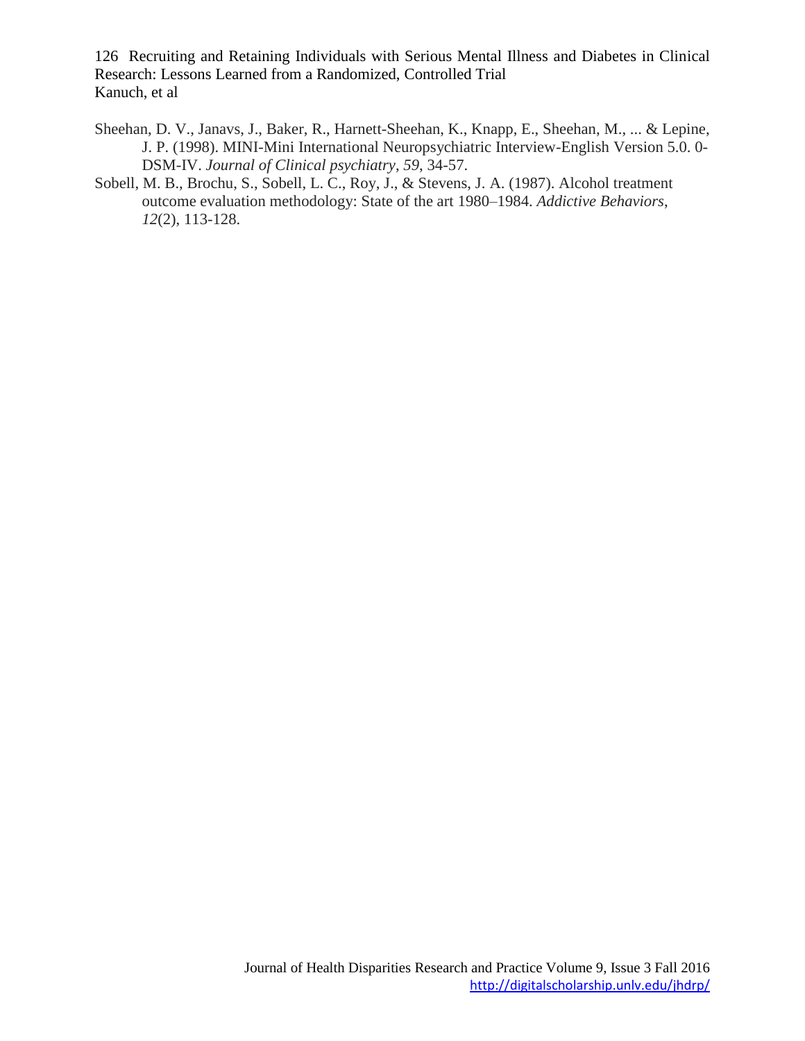Sheehan, D. V., Janavs, J., Baker, R., Harnett-Sheehan, K., Knapp, E., Sheehan, M., ... & Lepine, J. P. (1998). MINI-Mini International Neuropsychiatric Interview-English Version 5.0. 0-DSM-IV. *Journal of Clinical psychiatry*, *59*, 34-57.

Sobell, M. B., Brochu, S., Sobell, L. C., Roy, J., & Stevens, J. A. (1987). Alcohol treatment outcome evaluation methodology: State of the art 1980–1984. *Addictive Behaviors*, *12*(2), 113-128.